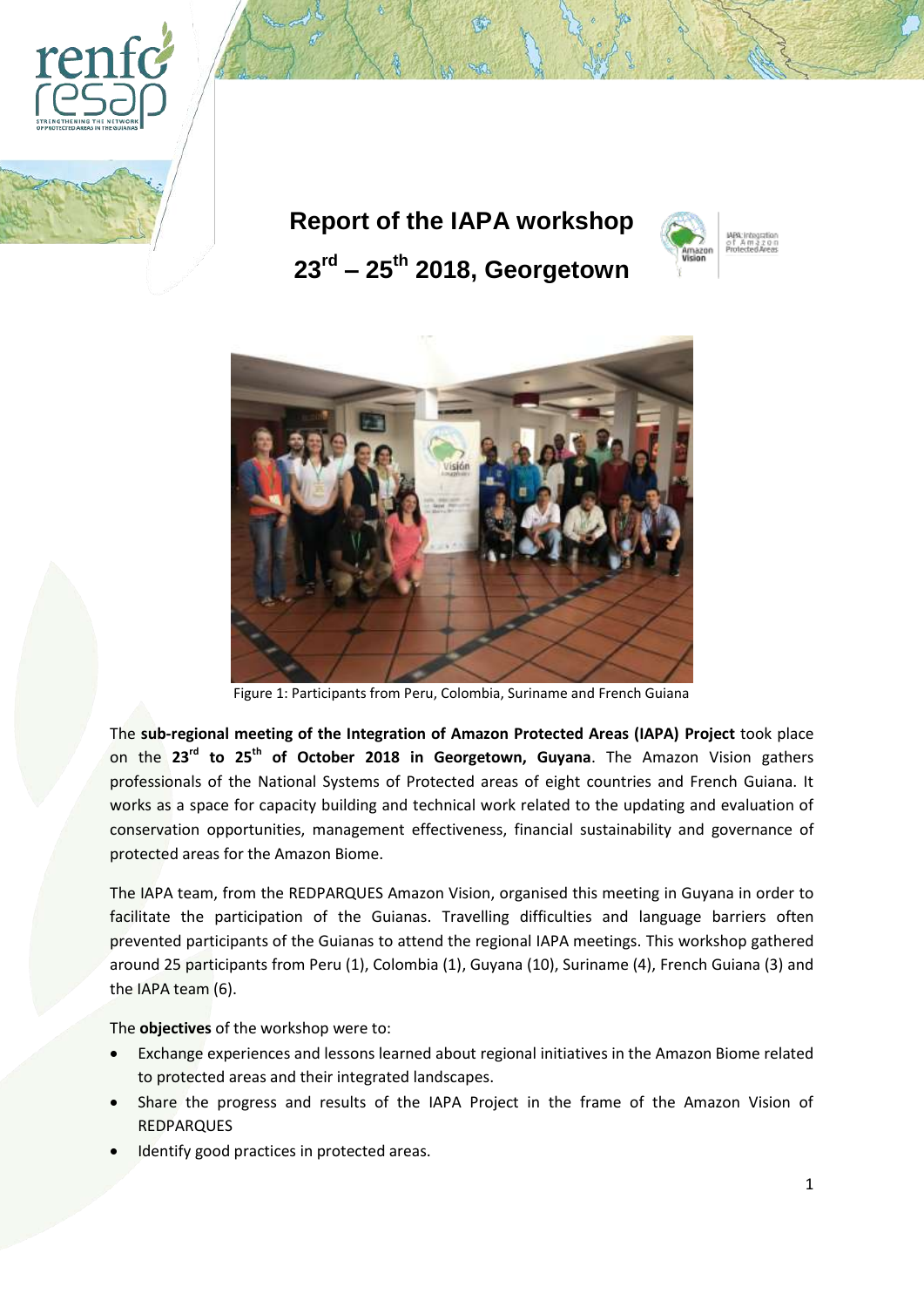# Report of the IAPA workshop

## 23rd – 25th 2018, Georgetown

Figure 1: Participants from Peru, Colombia, Suriname and French Guiana

The **sub-regional meeting of the Integration of Amazon Protected Areas (IAPA) Project** took place on the **23rd to 25th of October 2018 in Georgetown, Guyana**. The Amazon Vision gathers professionals of the National Systems of Protected areas of eight countries and French Guiana. It works as a space for capacity building and technical work related to the updating and evaluation of conservation opportunities, management effectiveness, financial sustainability and governance of protected areas for the Amazon Biome.

The IAPA team, from the REDPARQUES Amazon Vision, organised this meeting in Guyana in order to facilitate the participation of the Guianas. Travelling difficulties and language barriers often prevented participants of the Guianas to attend the regional IAPA meetings. This workshop gathered around 25 participants from Peru (1), Colombia (1), Guyana (10), Suriname (4), French Guiana (3) and the IAPA team (6).

The **objectives** of the workshop were to:

- Exchange experiences and lessons learned about regional initiatives in the Amazon Biome related to protected areas and their integrated landscapes.
- Share the progress and results of the IAPA Project in the frame of the Amazon Vision of REDPARQUES
- Identify good practices in protected areas.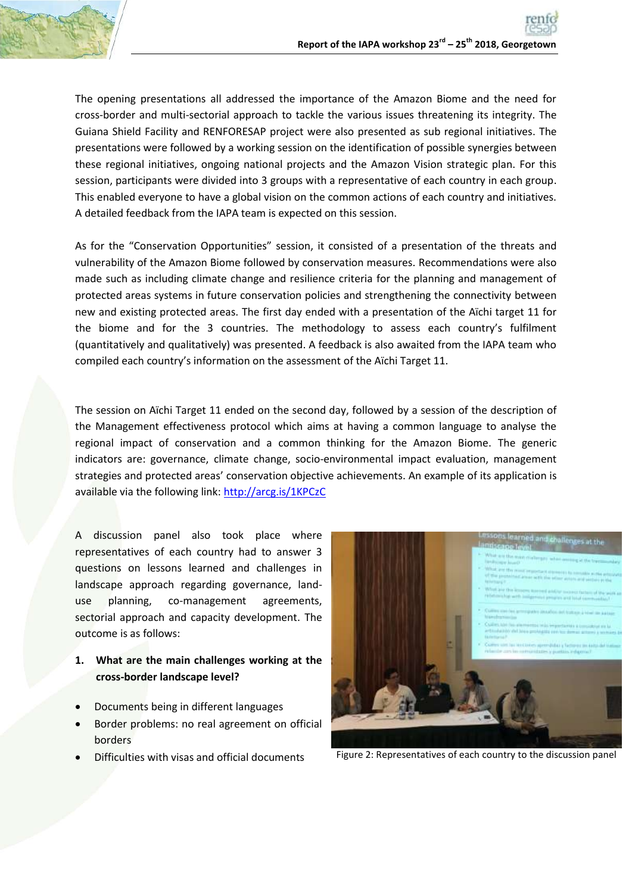The opening presentations all addressed the importance of the Amazon Biome and the need for cross-border and multi-sectorial approach to tackle the various issues threatening its integrity. The Guiana Shield Facility and RENFORESAP project were also presented as sub regional initiatives. The presentations were followed by a working session on the identification of possible synergies between these regional initiatives, ongoing national projects and the Amazon Vision strategic plan. For this session, participants were divided into 3 groups with a representative of each country in each group. This enabled everyone to have a global vision on the common actions of each country and initiatives. A detailed feedback from the IAPA team is expected on this session.

As for the "Conservation Opportunities" session, it consisted of a presentation of the threats and vulnerability of the Amazon Biome followed by conservation measures. Recommendations were also made such as including climate change and resilience criteria for the planning and management of protected areas systems in future conservation policies and strengthening the connectivity between new and existing protected areas. The first day ended with a presentation of the Aïchi target 11 for the biome and for the 3 countries. The methodology to assess each country's fulfilment (quantitatively and qualitatively) was presented. A feedback is also awaited from the IAPA team who compiled each country's information on the assessment of the Aïchi Target 11.

The session on Aïchi Target 11 ended on the second day, followed by a session of the description of the Management effectiveness protocol which aims at having a common language to analyse the regional impact of conservation and a common thinking for the Amazon Biome. The generic indicators are: governance, climate change, socio-environmental impact evaluation, management strategies and protected areas' conservation objective achievements. An example of its application is available via the following link: http://arcg.is/1KPCzC

A discussion panel also took place where representatives of each country had to answer 3 questions on lessons learned and challenges in landscape approach regarding governance, land-use planning, co-management agreements, sectorial approach and capacity development. The outcome is as follows:

Figure 2: Representatives of each country to the discussion panel

1. **What are the main challenges working at the cross-border landscape level?**

- Documents being in different languages
- Border problems: no real agreement on official borders
- Difficulties with visas and official documents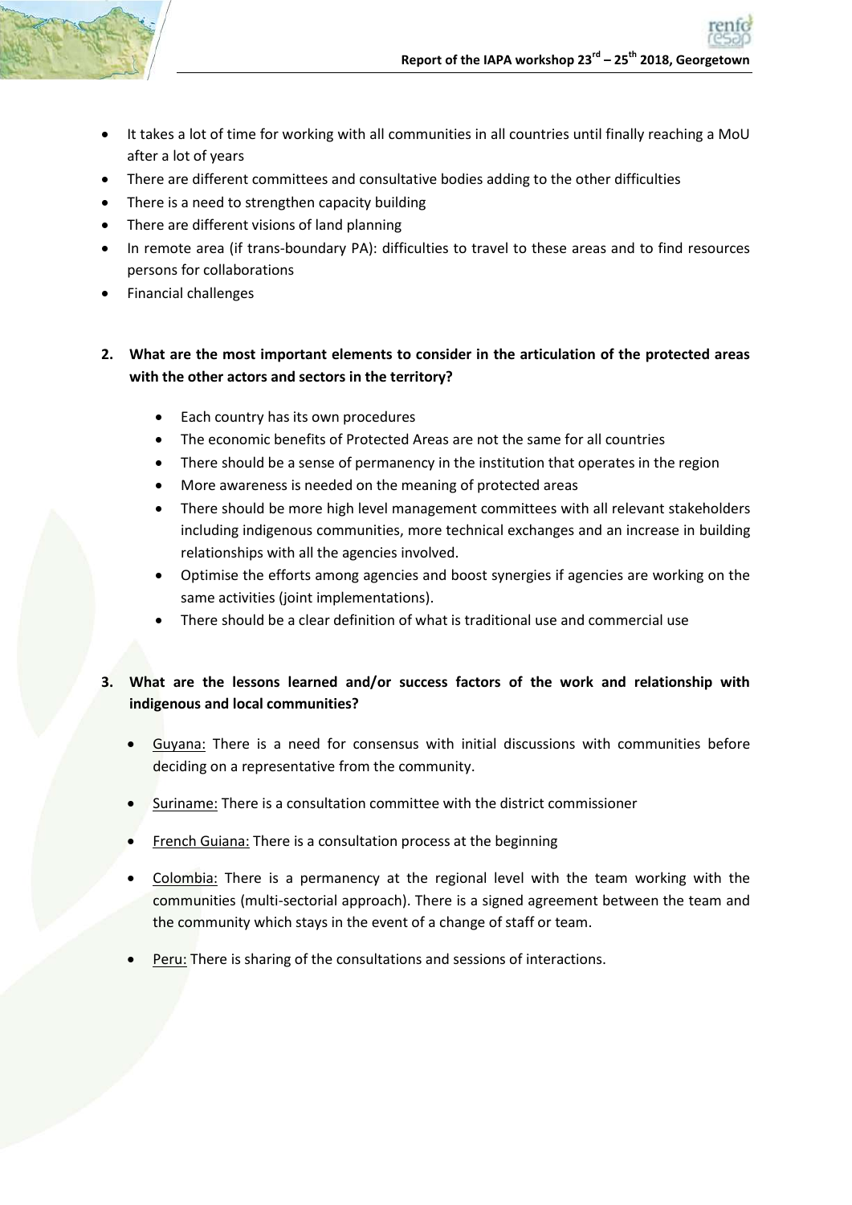- It takes a lot of time for working with all communities in all countries until finally reaching a MoU after a lot of years
- There are different committees and consultative bodies adding to the other difficulties
- There is a need to strengthen capacity building
- There are different visions of land planning
- In remote area (if trans-boundary PA): difficulties to travel to these areas and to find resources persons for collaborations
- Financial challenges

**2. What are the most important elements to consider in the articulation of the protected areas with the other actors and sectors in the territory?**

- Each country has its own procedures
- The economic benefits of Protected Areas are not the same for all countries
- There should be a sense of permanency in the institution that operates in the region
- More awareness is needed on the meaning of protected areas
- There should be more high level management committees with all relevant stakeholders including indigenous communities, more technical exchanges and an increase in building relationships with all the agencies involved.
- Optimise the efforts among agencies and boost synergies if agencies are working on the same activities (joint implementations).
- There should be a clear definition of what is traditional use and commercial use

**3. What are the lessons learned and/or success factors of the work and relationship with indigenous and local communities?**

- Guyana: There is a need for consensus with initial discussions with communities before deciding on a representative from the community.
- Suriname: There is a consultation committee with the district commissioner
- French Guiana: There is a consultation process at the beginning
- Colombia: There is a permanency at the regional level with the team working with the communities (multi-sectorial approach). There is a signed agreement between the team and the community which stays in the event of a change of staff or team.
- Peru: There is sharing of the consultations and sessions of interactions.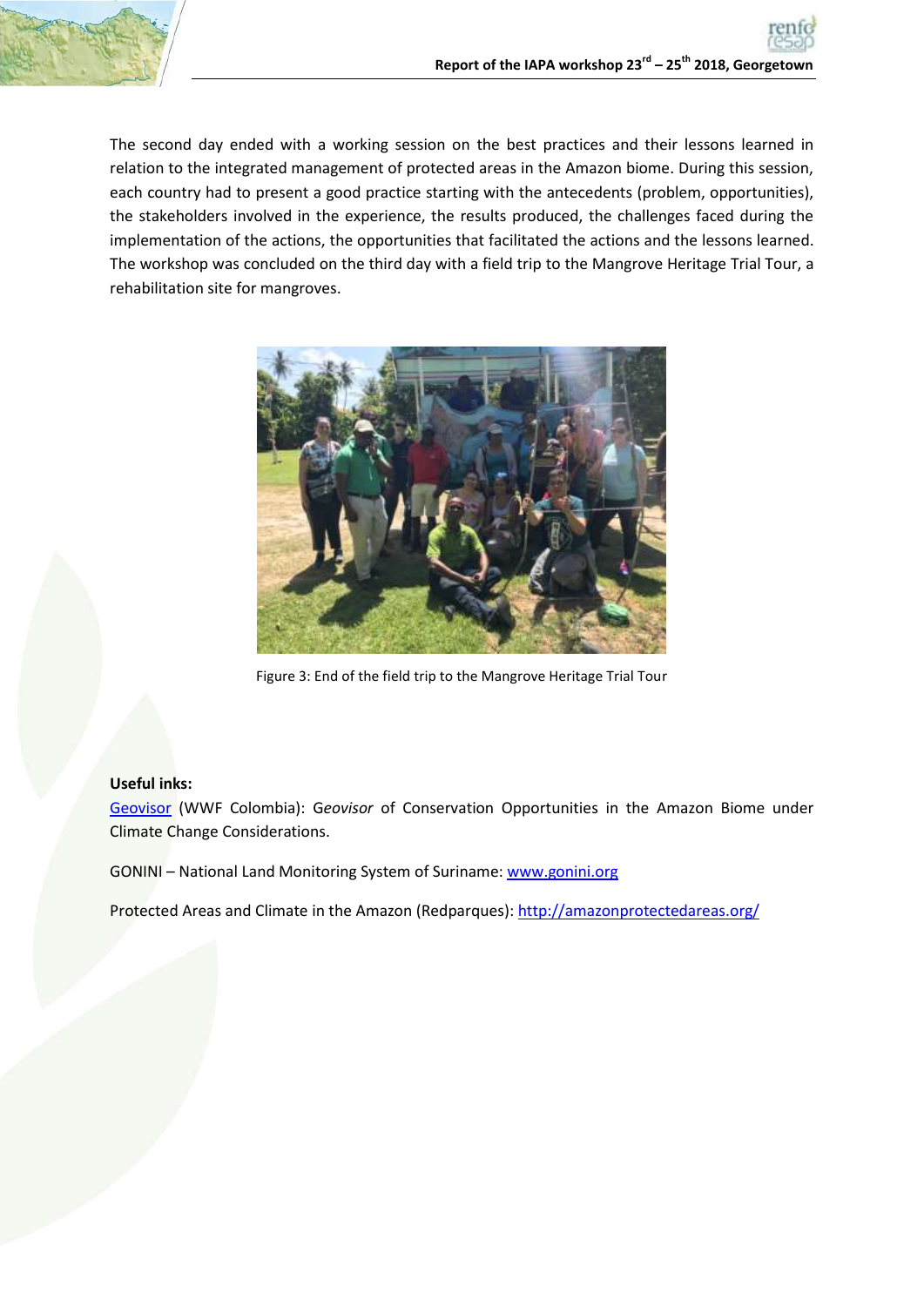The second day ended with a working session on the best practices and their lessons learned in relation to the integrated management of protected areas in the Amazon biome. During this session, each country had to present a good practice starting with the antecedents (problem, opportunities), the stakeholders involved in the experience, the results produced, the challenges faced during the implementation of the actions, the opportunities that facilitated the actions and the lessons learned. The workshop was concluded on the third day with a field trip to the Mangrove Heritage Trial Tour, a rehabilitation site for mangroves.

Figure 3: End of the field trip to the Mangrove Heritage Trial Tour

**Useful inks:**

Geovisor (WWF Colombia): *Geovisor* of Conservation Opportunities in the Amazon Biome under Climate Change Considerations.

GONINI – National Land Monitoring System of Suriname: www.gonini.org

Protected Areas and Climate in the Amazon (Redparques): http://amazonprotectedareas.org/